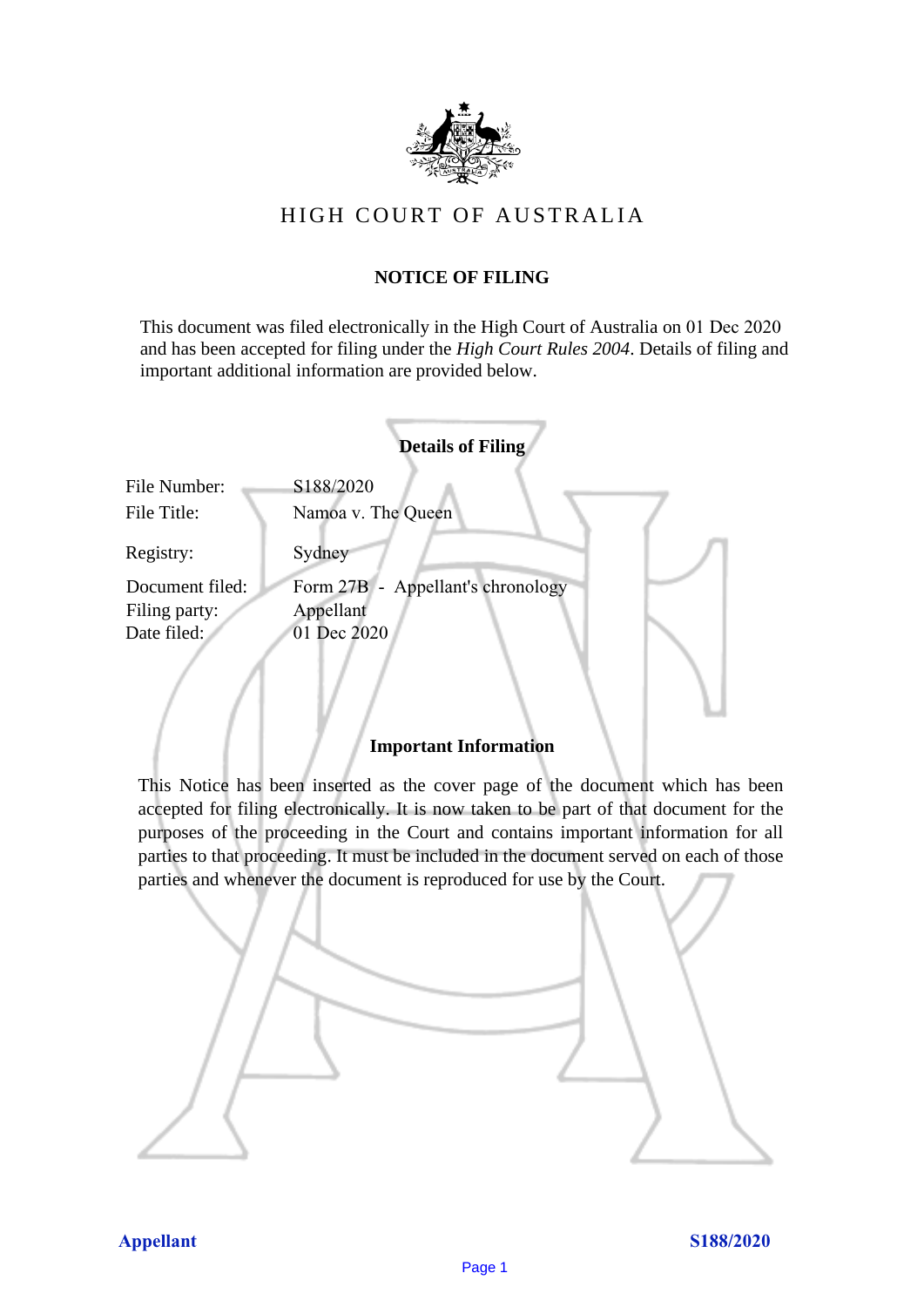# HIGH COURT OF AUSTRALIA

## NOTICE OF FILING

This document was filed electronically in the High Court of Australia on 01 Dec 2020 and has been accepted for filing under the *High Court Rules 2004*. Details of filing and important additional information are provided below.

### Details of Filing

| | |
|---|---|
| File Number: | S188/2020 |
| File Title: | Namoa v. The Queen |
| Registry: | Sydney |
| Document filed: | Form 27B - Appellant's chronology |
| Filing party: | Appellant |
| Date filed: | 01 Dec 2020 |

### Important Information

This Notice has been inserted as the cover page of the document which has been accepted for filing electronically. It is now taken to be part of that document for the purposes of the proceeding in the Court and contains important information for all parties to that proceeding. It must be included in the document served on each of those parties and whenever the document is reproduced for use by the Court.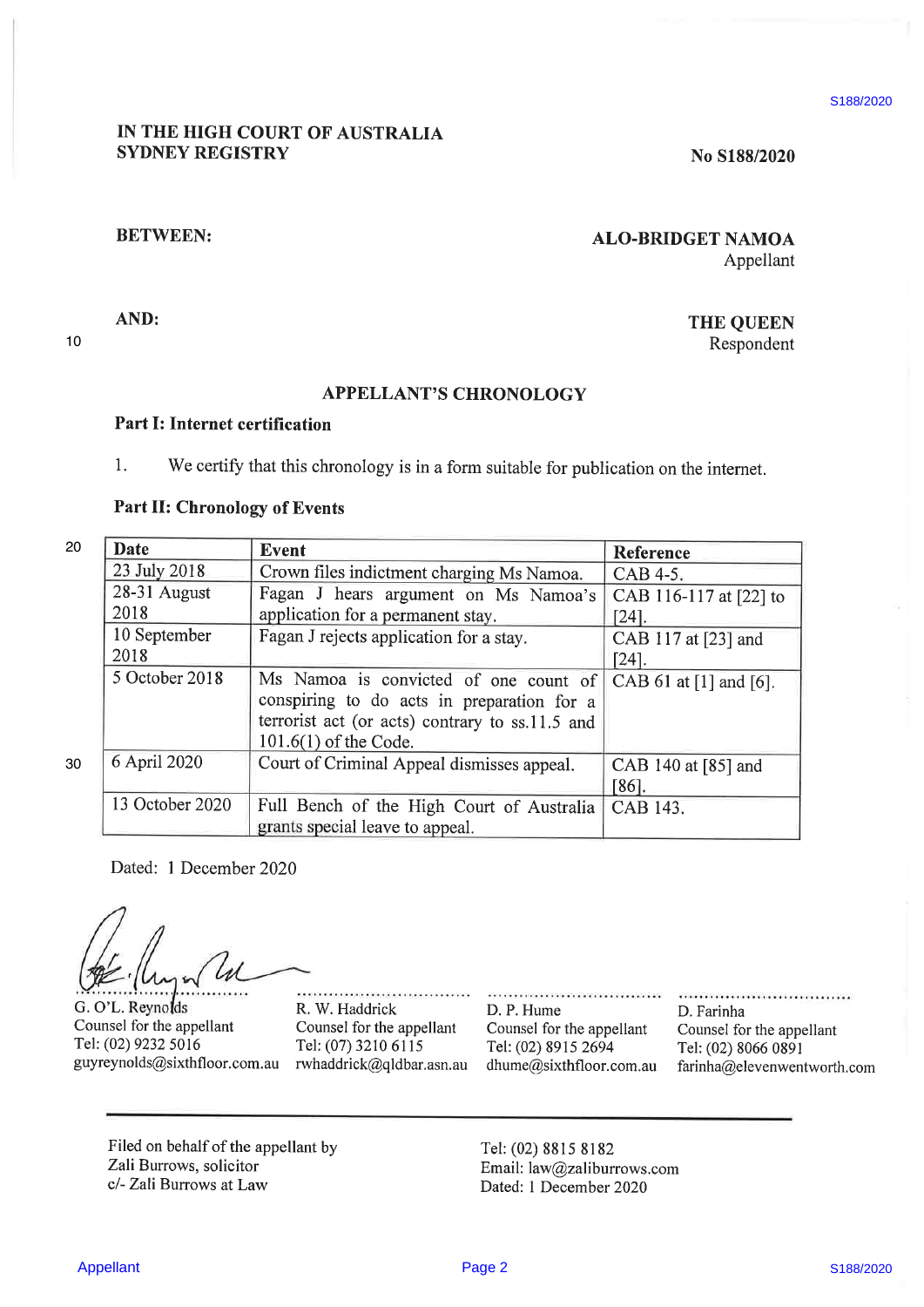# IN THE HIGH COURT OF AUSTRALIA
# SYDNEY REGISTRY

**No S188/2020**

**BETWEEN:**

**ALO-BRIDGET NAMOA**
Appellant

**AND:**

**THE QUEEN**
Respondent

## APPELLANT'S CHRONOLOGY

### Part I: Internet certification

1. We certify that this chronology is in a form suitable for publication on the internet.

### Part II: Chronology of Events

| Date | Event | Reference |
|---|---|---|
| 23 July 2018 | Crown files indictment charging Ms Namoa. | CAB 4-5. |
| 28-31 August 2018 | Fagan J hears argument on Ms Namoa's application for a permanent stay. | CAB 116-117 at [22] to [24]. |
| 10 September 2018 | Fagan J rejects application for a stay. | CAB 117 at [23] and [24]. |
| 5 October 2018 | Ms Namoa is convicted of one count of conspiring to do acts in preparation for a terrorist act (or acts) contrary to ss.11.5 and 101.6(1) of the Code. | CAB 61 at [1] and [6]. |
| 6 April 2020 | Court of Criminal Appeal dismisses appeal. | CAB 140 at [85] and [86]. |
| 13 October 2020 | Full Bench of the High Court of Australia grants special leave to appeal. | CAB 143. |

Dated: 1 December 2020

G. O'L. Reynolds
Counsel for the appellant
Tel: (02) 9232 5016
guyreynolds@sixthfloor.com.au

R. W. Haddrick
Counsel for the appellant
Tel: (07) 3210 6115
rwhaddrick@qldbar.asn.au

D. P. Hume
Counsel for the appellant
Tel: (02) 8915 2694
dhume@sixthfloor.com.au

D. Farinha
Counsel for the appellant
Tel: (02) 8066 0891
farinha@elevenwentworth.com

Filed on behalf of the appellant by
Zali Burrows, solicitor
c/- Zali Burrows at Law

Tel: (02) 8815 8182
Email: law@zaliburrows.com
Dated: 1 December 2020